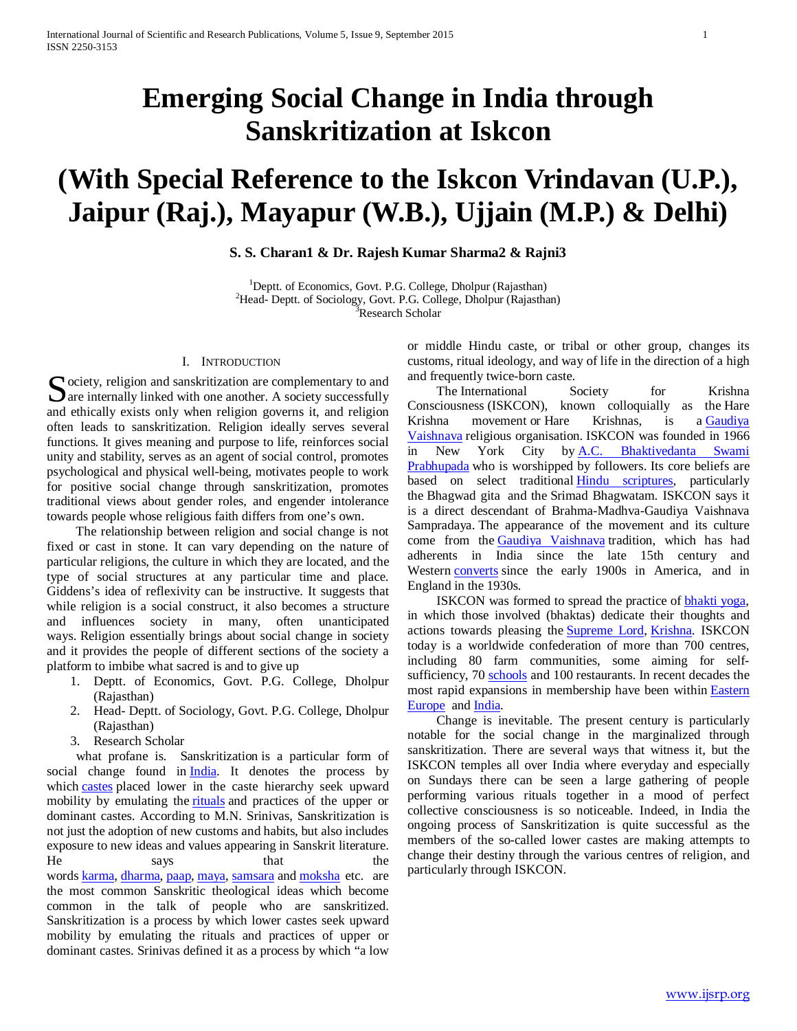# Emerging Social Change in India through Sanskritization at Iskcon

# (With Special Reference to the Iskcon Vrindavan (U.P.), Jaipur (Raj.), Mayapur (W.B.), Ujjain (M.P.) & Delhi)

**S. S. Charan1 & Dr. Rajesh Kumar Sharma2 & Rajni3**

[1]Deptt. of Economics, Govt. P.G. College, Dholpur (Rajasthan)
[2]Head- Deptt. of Sociology, Govt. P.G. College, Dholpur (Rajasthan)
[3]Research Scholar

## I. Introduction

Society, religion and sanskritization are complementary to and are internally linked with one another. A society successfully and ethically exists only when religion governs it, and religion often leads to sanskritization. Religion ideally serves several functions. It gives meaning and purpose to life, reinforces social unity and stability, serves as an agent of social control, promotes psychological and physical well-being, motivates people to work for positive social change through sanskritization, promotes traditional views about gender roles, and engender intolerance towards people whose religious faith differs from one's own.

The relationship between religion and social change is not fixed or cast in stone. It can vary depending on the nature of particular religions, the culture in which they are located, and the type of social structures at any particular time and place. Giddens's idea of reflexivity can be instructive. It suggests that while religion is a social construct, it also becomes a structure and influences society in many, often unanticipated ways. Religion essentially brings about social change in society and it provides the people of different sections of the society a platform to imbibe what sacred is and to give up

1. Deptt. of Economics, Govt. P.G. College, Dholpur (Rajasthan)
2. Head- Deptt. of Sociology, Govt. P.G. College, Dholpur (Rajasthan)
3. Research Scholar

what profane is. Sanskritization is a particular form of social change found in India. It denotes the process by which castes placed lower in the caste hierarchy seek upward mobility by emulating the rituals and practices of the upper or dominant castes. According to M.N. Srinivas, Sanskritization is not just the adoption of new customs and habits, but also includes exposure to new ideas and values appearing in Sanskrit literature. He says that the words karma, dharma, paap, maya, samsara and moksha etc. are the most common Sanskritic theological ideas which become common in the talk of people who are sanskritized. Sanskritization is a process by which lower castes seek upward mobility by emulating the rituals and practices of upper or dominant castes. Srinivas defined it as a process by which "a low or middle Hindu caste, or tribal or other group, changes its customs, ritual ideology, and way of life in the direction of a high and frequently twice-born caste.

The International Society for Krishna Consciousness (ISKCON), known colloquially as the Hare Krishna movement or Hare Krishnas, is a Gaudiya Vaishnava religious organisation. ISKCON was founded in 1966 in New York City by A.C. Bhaktivedanta Swami Prabhupada who is worshipped by followers. Its core beliefs are based on select traditional Hindu scriptures, particularly the Bhagwad gita and the Srimad Bhagwatam. ISKCON says it is a direct descendant of Brahma-Madhva-Gaudiya Vaishnava Sampradaya. The appearance of the movement and its culture come from the Gaudiya Vaishnava tradition, which has had adherents in India since the late 15th century and Western converts since the early 1900s in America, and in England in the 1930s.

ISKCON was formed to spread the practice of bhakti yoga, in which those involved (bhaktas) dedicate their thoughts and actions towards pleasing the Supreme Lord, Krishna. ISKCON today is a worldwide confederation of more than 700 centres, including 80 farm communities, some aiming for self-sufficiency, 70 schools and 100 restaurants. In recent decades the most rapid expansions in membership have been within Eastern Europe and India.

Change is inevitable. The present century is particularly notable for the social change in the marginalized through sanskritization. There are several ways that witness it, but the ISKCON temples all over India where everyday and especially on Sundays there can be seen a large gathering of people performing various rituals together in a mood of perfect collective consciousness is so noticeable. Indeed, in India the ongoing process of Sanskritization is quite successful as the members of the so-called lower castes are making attempts to change their destiny through the various centres of religion, and particularly through ISKCON.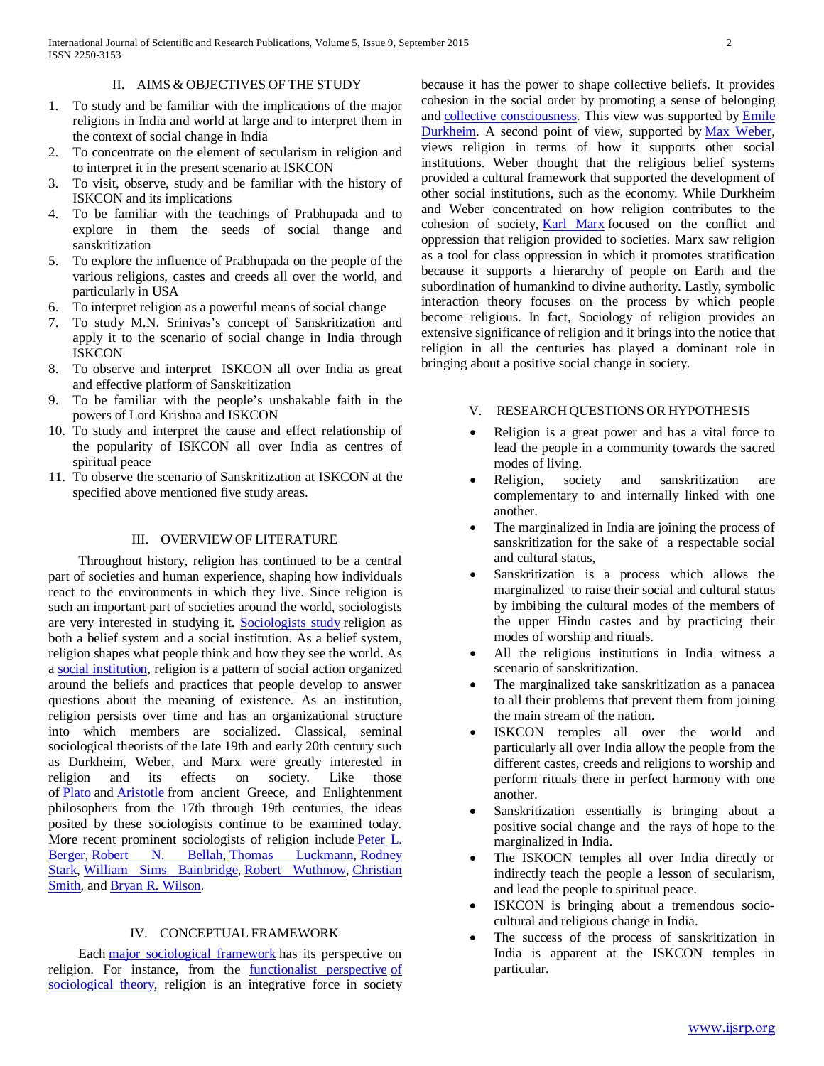## II. AIMS & OBJECTIVES OF THE STUDY

1. To study and be familiar with the implications of the major religions in India and world at large and to interpret them in the context of social change in India
2. To concentrate on the element of secularism in religion and to interpret it in the present scenario at ISKCON
3. To visit, observe, study and be familiar with the history of ISKCON and its implications
4. To be familiar with the teachings of Prabhupada and to explore in them the seeds of social thange and sanskritization
5. To explore the influence of Prabhupada on the people of the various religions, castes and creeds all over the world, and particularly in USA
6. To interpret religion as a powerful means of social change
7. To study M.N. Srinivas's concept of Sanskritization and apply it to the scenario of social change in India through ISKCON
8. To observe and interpret ISKCON all over India as great and effective platform of Sanskritization
9. To be familiar with the people's unshakable faith in the powers of Lord Krishna and ISKCON
10. To study and interpret the cause and effect relationship of the popularity of ISKCON all over India as centres of spiritual peace
11. To observe the scenario of Sanskritization at ISKCON at the specified above mentioned five study areas.

## III. OVERVIEW OF LITERATURE

Throughout history, religion has continued to be a central part of societies and human experience, shaping how individuals react to the environments in which they live. Since religion is such an important part of societies around the world, sociologists are very interested in studying it. Sociologists study religion as both a belief system and a social institution. As a belief system, religion shapes what people think and how they see the world. As a social institution, religion is a pattern of social action organized around the beliefs and practices that people develop to answer questions about the meaning of existence. As an institution, religion persists over time and has an organizational structure into which members are socialized. Classical, seminal sociological theorists of the late 19th and early 20th century such as Durkheim, Weber, and Marx were greatly interested in religion and its effects on society. Like those of Plato and Aristotle from ancient Greece, and Enlightenment philosophers from the 17th through 19th centuries, the ideas posited by these sociologists continue to be examined today. More recent prominent sociologists of religion include Peter L. Berger, Robert N. Bellah, Thomas Luckmann, Rodney Stark, William Sims Bainbridge, Robert Wuthnow, Christian Smith, and Bryan R. Wilson.

## IV. CONCEPTUAL FRAMEWORK

Each major sociological framework has its perspective on religion. For instance, from the functionalist perspective of sociological theory, religion is an integrative force in society because it has the power to shape collective beliefs. It provides cohesion in the social order by promoting a sense of belonging and collective consciousness. This view was supported by Emile Durkheim. A second point of view, supported by Max Weber, views religion in terms of how it supports other social institutions. Weber thought that the religious belief systems provided a cultural framework that supported the development of other social institutions, such as the economy. While Durkheim and Weber concentrated on how religion contributes to the cohesion of society, Karl Marx focused on the conflict and oppression that religion provided to societies. Marx saw religion as a tool for class oppression in which it promotes stratification because it supports a hierarchy of people on Earth and the subordination of humankind to divine authority. Lastly, symbolic interaction theory focuses on the process by which people become religious. In fact, Sociology of religion provides an extensive significance of religion and it brings into the notice that religion in all the centuries has played a dominant role in bringing about a positive social change in society.

## V. RESEARCH QUESTIONS OR HYPOTHESIS

- Religion is a great power and has a vital force to lead the people in a community towards the sacred modes of living.
- Religion, society and sanskritization are complementary to and internally linked with one another.
- The marginalized in India are joining the process of sanskritization for the sake of a respectable social and cultural status,
- Sanskritization is a process which allows the marginalized to raise their social and cultural status by imbibing the cultural modes of the members of the upper Hindu castes and by practicing their modes of worship and rituals.
- All the religious institutions in India witness a scenario of sanskritization.
- The marginalized take sanskritization as a panacea to all their problems that prevent them from joining the main stream of the nation.
- ISKCON temples all over the world and particularly all over India allow the people from the different castes, creeds and religions to worship and perform rituals there in perfect harmony with one another.
- Sanskritization essentially is bringing about a positive social change and the rays of hope to the marginalized in India.
- The ISKOCN temples all over India directly or indirectly teach the people a lesson of secularism, and lead the people to spiritual peace.
- ISKCON is bringing about a tremendous socio-cultural and religious change in India.
- The success of the process of sanskritization in India is apparent at the ISKCON temples in particular.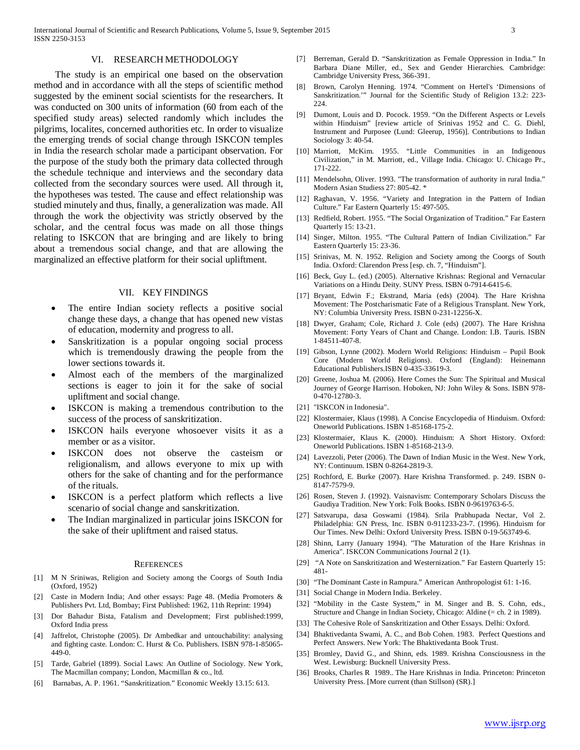## VI. RESEARCH METHODOLOGY

The study is an empirical one based on the observation method and in accordance with all the steps of scientific method suggested by the eminent social scientists for the researchers. It was conducted on 300 units of information (60 from each of the specified study areas) selected randomly which includes the pilgrims, localites, concerned authorities etc. In order to visualize the emerging trends of social change through ISKCON temples in India the research scholar made a participant observation. For the purpose of the study both the primary data collected through the schedule technique and interviews and the secondary data collected from the secondary sources were used. All through it, the hypotheses was tested. The cause and effect relationship was studied minutely and thus, finally, a generalization was made. All through the work the objectivity was strictly observed by the scholar, and the central focus was made on all those things relating to ISKCON that are bringing and are likely to bring about a tremendous social change, and that are allowing the marginalized an effective platform for their social upliftment.

## VII. KEY FINDINGS

- The entire Indian society reflects a positive social change these days, a change that has opened new vistas of education, modernity and progress to all.
- Sanskritization is a popular ongoing social process which is tremendously drawing the people from the lower sections towards it.
- Almost each of the members of the marginalized sections is eager to join it for the sake of social upliftment and social change.
- ISKCON is making a tremendous contribution to the success of the process of sanskritization.
- ISKCON hails everyone whosoever visits it as a member or as a visitor.
- ISKCON does not observe the casteism or religionalism, and allows everyone to mix up with others for the sake of chanting and for the performance of the rituals.
- ISKCON is a perfect platform which reflects a live scenario of social change and sanskritization.
- The Indian marginalized in particular joins ISKCON for the sake of their upliftment and raised status.

## REFERENCES

[1] M N Sriniwas, Religion and Society among the Coorgs of South India (Oxford, 1952)

[2] Caste in Modern India; And other essays: Page 48. (Media Promoters & Publishers Pvt. Ltd, Bombay; First Published: 1962, 11th Reprint: 1994)

[3] Dor Bahadur Bista, Fatalism and Development; First published:1999, Oxford India press

[4] Jaffrelot, Christophe (2005). Dr Ambedkar and untouchability: analysing and fighting caste. London: C. Hurst & Co. Publishers. ISBN 978-1-85065-449-0.

[5] Tarde, Gabriel (1899). Social Laws: An Outline of Sociology. New York, The Macmillan company; London, Macmillan & co., ltd.

[6] Barnabas, A. P. 1961. "Sanskritization." Economic Weekly 13.15: 613.

[7] Berreman, Gerald D. "Sanskritization as Female Oppression in India." In Barbara Diane Miller, ed., Sex and Gender Hierarchies. Cambridge: Cambridge University Press, 366-391.

[8] Brown, Carolyn Henning. 1974. "Comment on Hertel's 'Dimensions of Sanskritization.'" Journal for the Scientific Study of Religion 13.2: 223-224.

[9] Dumont, Louis and D. Pocock. 1959. "On the Different Aspects or Levels within Hinduism" [review article of Srinivas 1952 and C. G. Diehl, Instrument and Purposee (Lund: Gleerup, 1956)]. Contributions to Indian Sociology 3: 40-54.

[10] Marriott, McKim. 1955. "Little Communities in an Indigenous Civilization," in M. Marriott, ed., Village India. Chicago: U. Chicago Pr., 171-222.

[11] Mendelsohn, Oliver. 1993. "The transformation of authority in rural India." Modern Asian Studiess 27: 805-42. *

[12] Raghavan, V. 1956. "Variety and Integration in the Pattern of Indian Culture." Far Eastern Quarterly 15: 497-505.

[13] Redfield, Robert. 1955. "The Social Organization of Tradition." Far Eastern Quarterly 15: 13-21.

[14] Singer, Milton. 1955. "The Cultural Pattern of Indian Civilization." Far Eastern Quarterly 15: 23-36.

[15] Srinivas, M. N. 1952. Religion and Society among the Coorgs of South India. Oxford: Clarendon Press [esp. ch. 7, "Hinduism"].

[16] Beck, Guy L. (ed.) (2005). Alternative Krishnas: Regional and Vernacular Variations on a Hindu Deity. SUNY Press. ISBN 0-7914-6415-6.

[17] Bryant, Edwin F.; Ekstrand, Maria (eds) (2004). The Hare Krishna Movement: The Postcharismatic Fate of a Religious Transplant. New York, NY: Columbia University Press. ISBN 0-231-12256-X.

[18] Dwyer, Graham; Cole, Richard J. Cole (eds) (2007). The Hare Krishna Movement: Forty Years of Chant and Change. London: I.B. Tauris. ISBN 1-84511-407-8.

[19] Gibson, Lynne (2002). Modern World Religions: Hinduism – Pupil Book Core (Modern World Religions). Oxford (England): Heinemann Educational Publishers.ISBN 0-435-33619-3.

[20] Greene, Joshua M. (2006). Here Comes the Sun: The Spiritual and Musical Journey of George Harrison. Hoboken, NJ: John Wiley & Sons. ISBN 978-0-470-12780-3.

[21] "ISKCON in Indonesia".

[22] Klostermaier, Klaus (1998). A Concise Encyclopedia of Hinduism. Oxford: Oneworld Publications. ISBN 1-85168-175-2.

[23] Klostermaier, Klaus K. (2000). Hinduism: A Short History. Oxford: Oneworld Publications. ISBN 1-85168-213-9.

[24] Lavezzoli, Peter (2006). The Dawn of Indian Music in the West. New York, NY: Continuum. ISBN 0-8264-2819-3.

[25] Rochford, E. Burke (2007). Hare Krishna Transformed. p. 249. ISBN 0-8147-7579-9.

[26] Rosen, Steven J. (1992). Vaisnavism: Contemporary Scholars Discuss the Gaudiya Tradition. New York: Folk Books. ISBN 0-9619763-6-5.

[27] Satsvarupa, dasa Goswami (1984). Srila Prabhupada Nectar, Vol 2. Philadelphia: GN Press, Inc. ISBN 0-911233-23-7. (1996). Hinduism for Our Times. New Delhi: Oxford University Press. ISBN 0-19-563749-6.

[28] Shinn, Larry (January 1994). "The Maturation of the Hare Krishnas in America". ISKCON Communications Journal 2 (1).

[29] "A Note on Sanskritization and Westernization." Far Eastern Quarterly 15: 481-

[30] "The Dominant Caste in Rampura." American Anthropologist 61: 1-16.

[31] Social Change in Modern India. Berkeley.

[32] "Mobility in the Caste System," in M. Singer and B. S. Cohn, eds., Structure and Change in Indian Society, Chicago: Aldine (= ch. 2 in 1989).

[33] The Cohesive Role of Sanskritization and Other Essays. Delhi: Oxford.

[34] Bhaktivedanta Swami, A. C., and Bob Cohen. 1983. Perfect Questions and Perfect Answers. New York: The Bhaktivedanta Book Trust.

[35] Bromley, David G., and Shinn, eds. 1989. Krishna Consciousness in the West. Lewisburg: Bucknell University Press.

[36] Brooks, Charles R 1989.. The Hare Krishnas in India. Princeton: Princeton University Press. [More current (than Stillson) (SR).]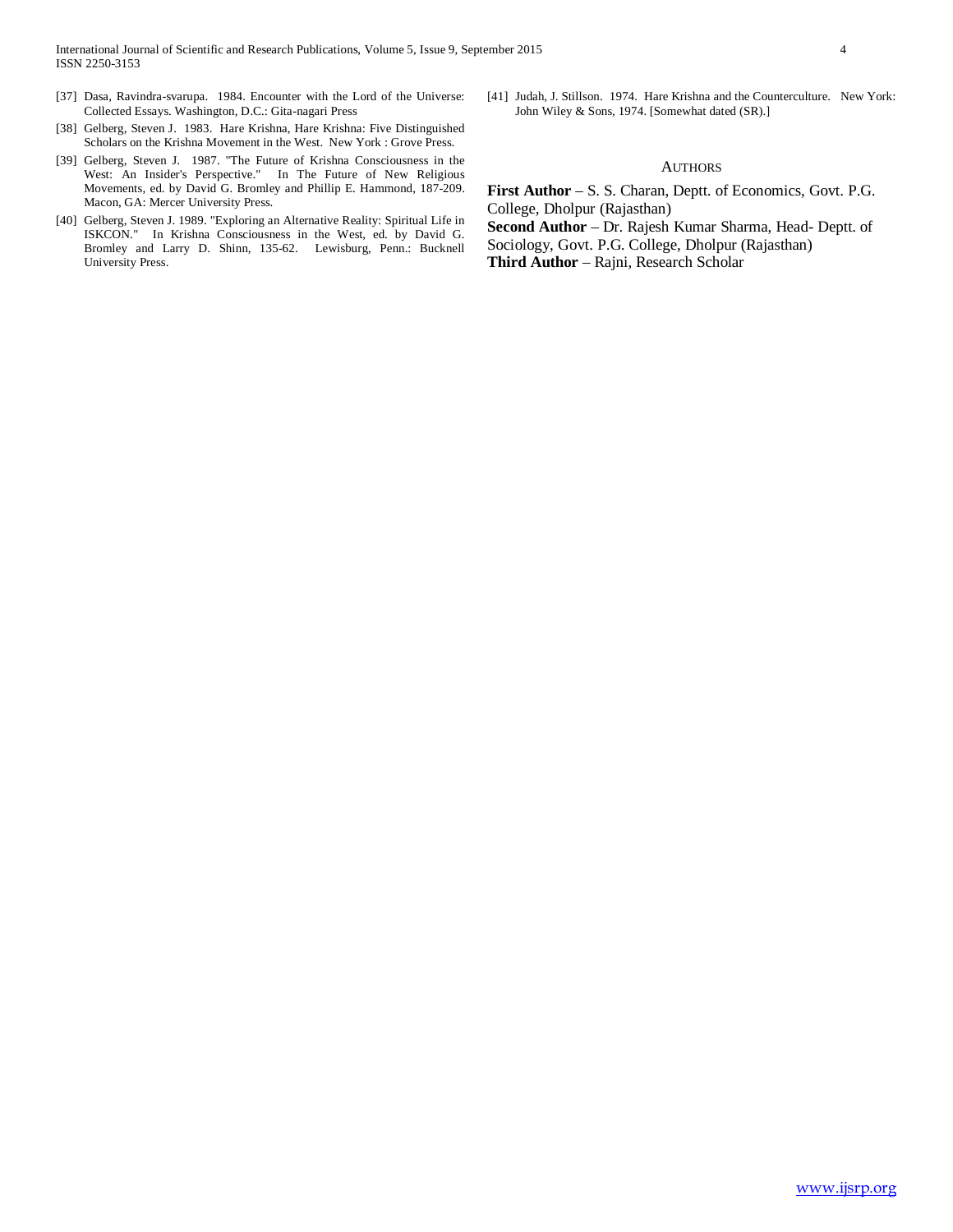[37] Dasa, Ravindra-svarupa. 1984. Encounter with the Lord of the Universe: Collected Essays. Washington, D.C.: Gita-nagari Press

[38] Gelberg, Steven J. 1983. Hare Krishna, Hare Krishna: Five Distinguished Scholars on the Krishna Movement in the West. New York : Grove Press.

[39] Gelberg, Steven J. 1987. "The Future of Krishna Consciousness in the West: An Insider's Perspective." In The Future of New Religious Movements, ed. by David G. Bromley and Phillip E. Hammond, 187-209. Macon, GA: Mercer University Press.

[40] Gelberg, Steven J. 1989. "Exploring an Alternative Reality: Spiritual Life in ISKCON." In Krishna Consciousness in the West, ed. by David G. Bromley and Larry D. Shinn, 135-62. Lewisburg, Penn.: Bucknell University Press.

[41] Judah, J. Stillson. 1974. Hare Krishna and the Counterculture. New York: John Wiley & Sons, 1974. [Somewhat dated (SR).]

## Authors

**First Author** – S. S. Charan, Deptt. of Economics, Govt. P.G. College, Dholpur (Rajasthan)
**Second Author** – Dr. Rajesh Kumar Sharma, Head- Deptt. of Sociology, Govt. P.G. College, Dholpur (Rajasthan)
**Third Author** – Rajni, Research Scholar